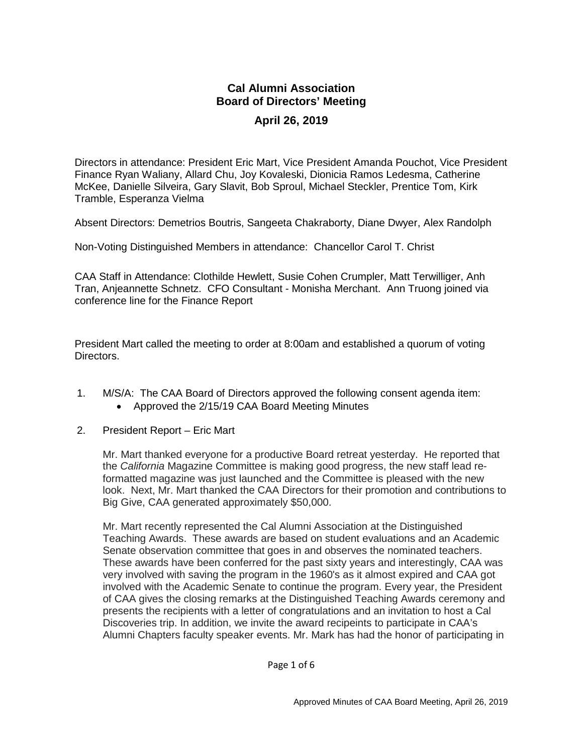# Cal Alumni Association
## Board of Directors' Meeting
### April 26, 2019

Directors in attendance: President Eric Mart, Vice President Amanda Pouchot, Vice President Finance Ryan Waliany, Allard Chu, Joy Kovaleski, Dionicia Ramos Ledesma, Catherine McKee, Danielle Silveira, Gary Slavit, Bob Sproul, Michael Steckler, Prentice Tom, Kirk Tramble, Esperanza Vielma

Absent Directors: Demetrios Boutris, Sangeeta Chakraborty, Diane Dwyer, Alex Randolph

Non-Voting Distinguished Members in attendance: Chancellor Carol T. Christ

CAA Staff in Attendance: Clothilde Hewlett, Susie Cohen Crumpler, Matt Terwilliger, Anh Tran, Anjeannette Schnetz. CFO Consultant - Monisha Merchant. Ann Truong joined via conference line for the Finance Report

President Mart called the meeting to order at 8:00am and established a quorum of voting Directors.

1. M/S/A: The CAA Board of Directors approved the following consent agenda item:
   - Approved the 2/15/19 CAA Board Meeting Minutes

2. President Report – Eric Mart

   Mr. Mart thanked everyone for a productive Board retreat yesterday. He reported that the *California* Magazine Committee is making good progress, the new staff lead re-formatted magazine was just launched and the Committee is pleased with the new look. Next, Mr. Mart thanked the CAA Directors for their promotion and contributions to Big Give, CAA generated approximately $50,000.

   Mr. Mart recently represented the Cal Alumni Association at the Distinguished Teaching Awards. These awards are based on student evaluations and an Academic Senate observation committee that goes in and observes the nominated teachers. These awards have been conferred for the past sixty years and interestingly, CAA was very involved with saving the program in the 1960's as it almost expired and CAA got involved with the Academic Senate to continue the program. Every year, the President of CAA gives the closing remarks at the Distinguished Teaching Awards ceremony and presents the recipients with a letter of congratulations and an invitation to host a Cal Discoveries trip. In addition, we invite the award recipeints to participate in CAA's Alumni Chapters faculty speaker events. Mr. Mark has had the honor of participating in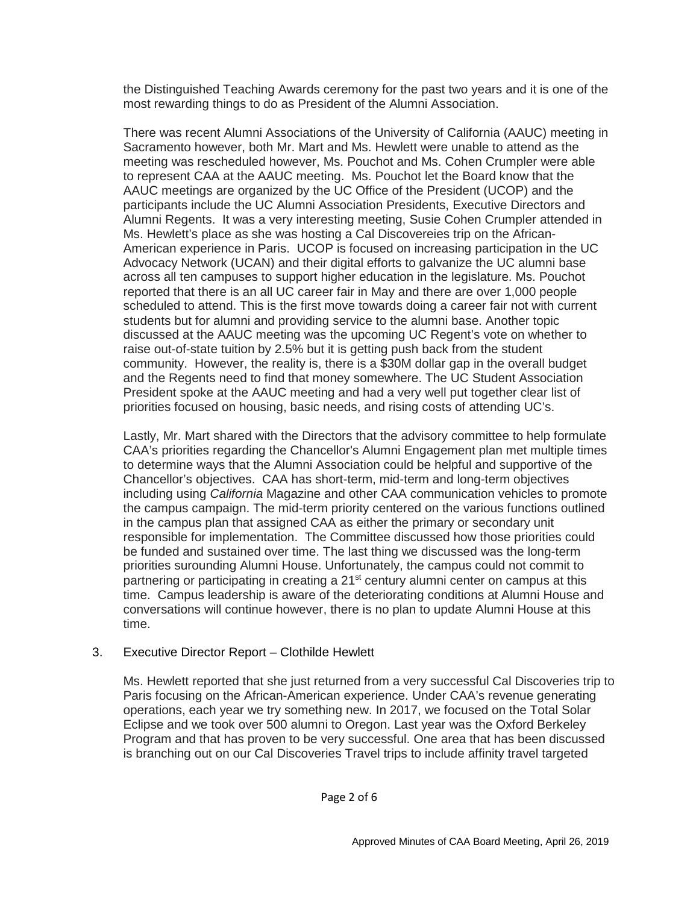the Distinguished Teaching Awards ceremony for the past two years and it is one of the most rewarding things to do as President of the Alumni Association.

There was recent Alumni Associations of the University of California (AAUC) meeting in Sacramento however, both Mr. Mart and Ms. Hewlett were unable to attend as the meeting was rescheduled however, Ms. Pouchot and Ms. Cohen Crumpler were able to represent CAA at the AAUC meeting. Ms. Pouchot let the Board know that the AAUC meetings are organized by the UC Office of the President (UCOP) and the participants include the UC Alumni Association Presidents, Executive Directors and Alumni Regents. It was a very interesting meeting, Susie Cohen Crumpler attended in Ms. Hewlett's place as she was hosting a Cal Discovereies trip on the African-American experience in Paris. UCOP is focused on increasing participation in the UC Advocacy Network (UCAN) and their digital efforts to galvanize the UC alumni base across all ten campuses to support higher education in the legislature. Ms. Pouchot reported that there is an all UC career fair in May and there are over 1,000 people scheduled to attend. This is the first move towards doing a career fair not with current students but for alumni and providing service to the alumni base. Another topic discussed at the AAUC meeting was the upcoming UC Regent's vote on whether to raise out-of-state tuition by 2.5% but it is getting push back from the student community. However, the reality is, there is a $30M dollar gap in the overall budget and the Regents need to find that money somewhere. The UC Student Association President spoke at the AAUC meeting and had a very well put together clear list of priorities focused on housing, basic needs, and rising costs of attending UC's.

Lastly, Mr. Mart shared with the Directors that the advisory committee to help formulate CAA's priorities regarding the Chancellor's Alumni Engagement plan met multiple times to determine ways that the Alumni Association could be helpful and supportive of the Chancellor's objectives. CAA has short-term, mid-term and long-term objectives including using *California* Magazine and other CAA communication vehicles to promote the campus campaign. The mid-term priority centered on the various functions outlined in the campus plan that assigned CAA as either the primary or secondary unit responsible for implementation. The Committee discussed how those priorities could be funded and sustained over time. The last thing we discussed was the long-term priorities surounding Alumni House. Unfortunately, the campus could not commit to partnering or participating in creating a 21st century alumni center on campus at this time. Campus leadership is aware of the deteriorating conditions at Alumni House and conversations will continue however, there is no plan to update Alumni House at this time.

3. Executive Director Report – Clothilde Hewlett

Ms. Hewlett reported that she just returned from a very successful Cal Discoveries trip to Paris focusing on the African-American experience. Under CAA's revenue generating operations, each year we try something new. In 2017, we focused on the Total Solar Eclipse and we took over 500 alumni to Oregon. Last year was the Oxford Berkeley Program and that has proven to be very successful. One area that has been discussed is branching out on our Cal Discoveries Travel trips to include affinity travel targeted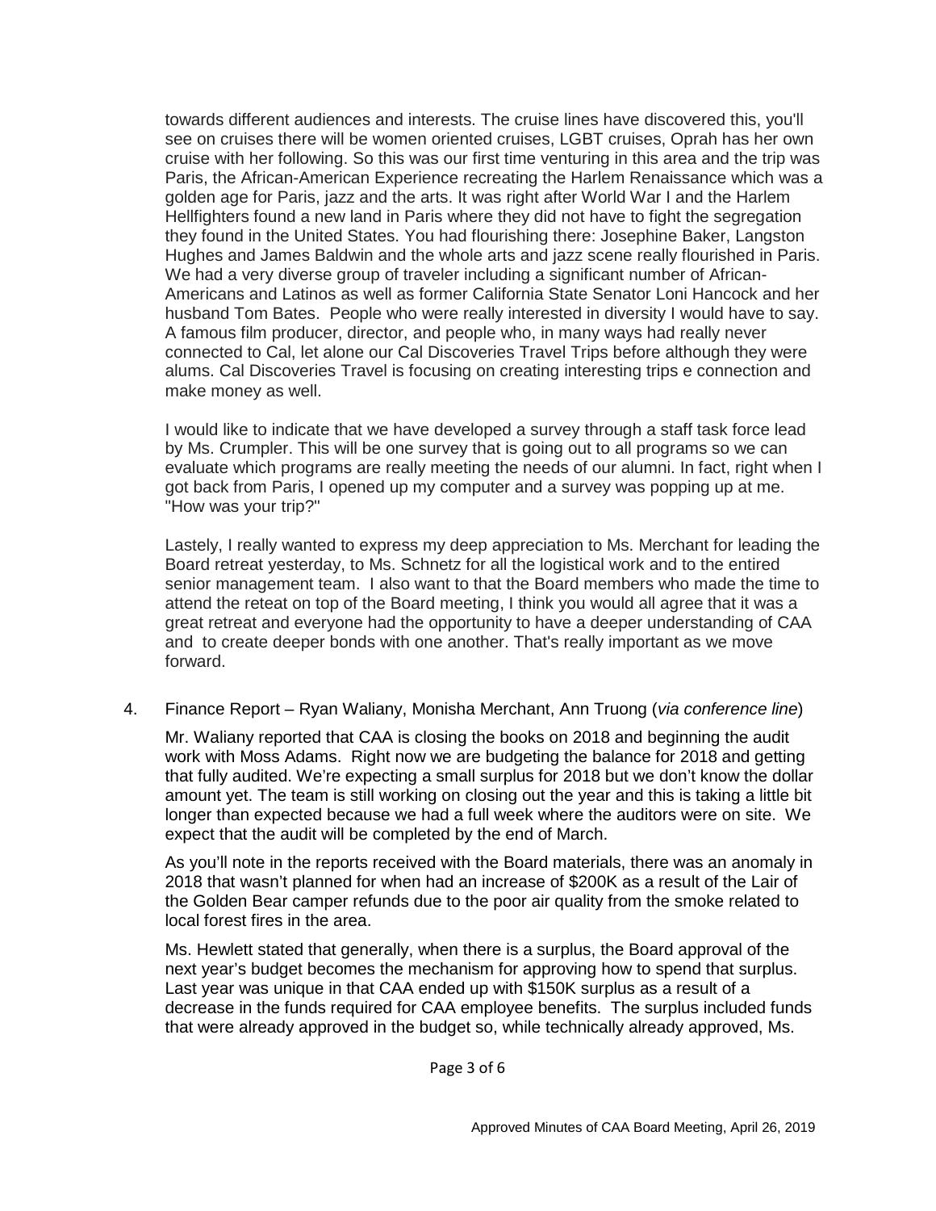towards different audiences and interests. The cruise lines have discovered this, you'll see on cruises there will be women oriented cruises, LGBT cruises, Oprah has her own cruise with her following. So this was our first time venturing in this area and the trip was Paris, the African-American Experience recreating the Harlem Renaissance which was a golden age for Paris, jazz and the arts. It was right after World War I and the Harlem Hellfighters found a new land in Paris where they did not have to fight the segregation they found in the United States. You had flourishing there: Josephine Baker, Langston Hughes and James Baldwin and the whole arts and jazz scene really flourished in Paris. We had a very diverse group of traveler including a significant number of African-Americans and Latinos as well as former California State Senator Loni Hancock and her husband Tom Bates. People who were really interested in diversity I would have to say. A famous film producer, director, and people who, in many ways had really never connected to Cal, let alone our Cal Discoveries Travel Trips before although they were alums. Cal Discoveries Travel is focusing on creating interesting trips e connection and make money as well.

I would like to indicate that we have developed a survey through a staff task force lead by Ms. Crumpler. This will be one survey that is going out to all programs so we can evaluate which programs are really meeting the needs of our alumni. In fact, right when I got back from Paris, I opened up my computer and a survey was popping up at me. "How was your trip?"

Lastely, I really wanted to express my deep appreciation to Ms. Merchant for leading the Board retreat yesterday, to Ms. Schnetz for all the logistical work and to the entired senior management team. I also want to that the Board members who made the time to attend the reteat on top of the Board meeting, I think you would all agree that it was a great retreat and everyone had the opportunity to have a deeper understanding of CAA and to create deeper bonds with one another. That's really important as we move forward.

4. Finance Report – Ryan Waliany, Monisha Merchant, Ann Truong (*via conference line*)

   Mr. Waliany reported that CAA is closing the books on 2018 and beginning the audit work with Moss Adams. Right now we are budgeting the balance for 2018 and getting that fully audited. We're expecting a small surplus for 2018 but we don't know the dollar amount yet. The team is still working on closing out the year and this is taking a little bit longer than expected because we had a full week where the auditors were on site. We expect that the audit will be completed by the end of March.

   As you'll note in the reports received with the Board materials, there was an anomaly in 2018 that wasn't planned for when had an increase of $200K as a result of the Lair of the Golden Bear camper refunds due to the poor air quality from the smoke related to local forest fires in the area.

   Ms. Hewlett stated that generally, when there is a surplus, the Board approval of the next year's budget becomes the mechanism for approving how to spend that surplus. Last year was unique in that CAA ended up with $150K surplus as a result of a decrease in the funds required for CAA employee benefits. The surplus included funds that were already approved in the budget so, while technically already approved, Ms.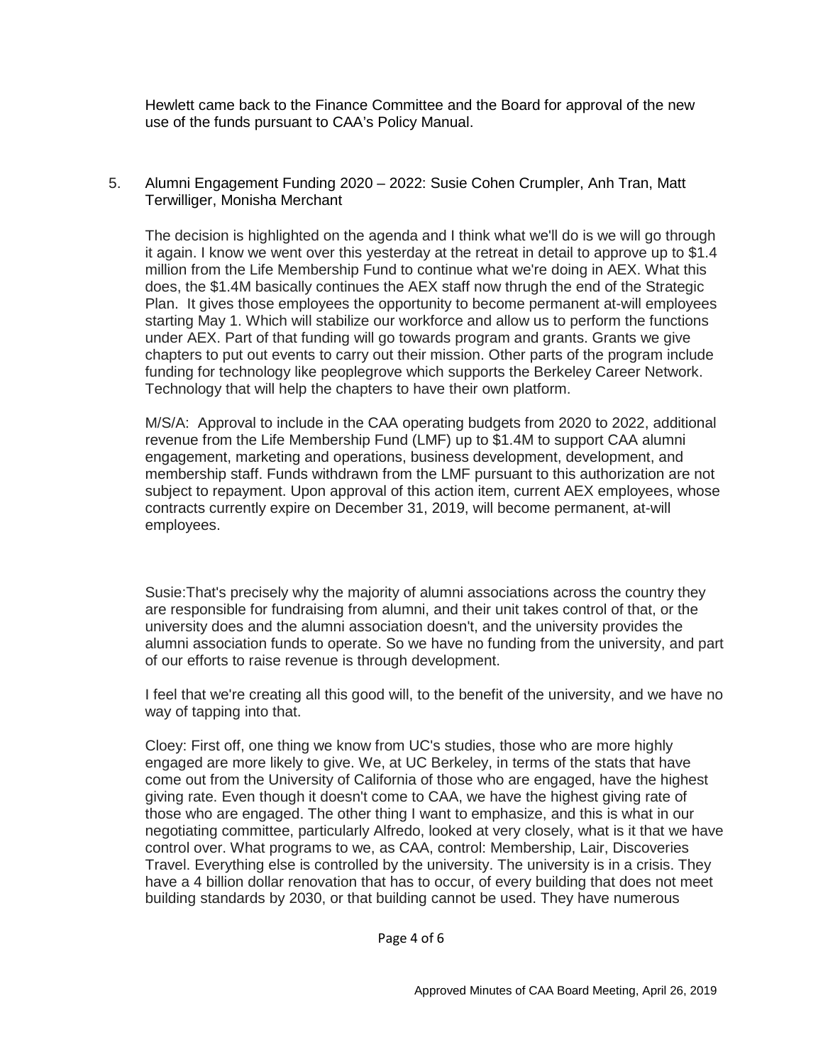Hewlett came back to the Finance Committee and the Board for approval of the new use of the funds pursuant to CAA's Policy Manual.

5. Alumni Engagement Funding 2020 – 2022: Susie Cohen Crumpler, Anh Tran, Matt Terwilliger, Monisha Merchant

   The decision is highlighted on the agenda and I think what we'll do is we will go through it again. I know we went over this yesterday at the retreat in detail to approve up to $1.4 million from the Life Membership Fund to continue what we're doing in AEX. What this does, the $1.4M basically continues the AEX staff now thrugh the end of the Strategic Plan. It gives those employees the opportunity to become permanent at-will employees starting May 1. Which will stabilize our workforce and allow us to perform the functions under AEX. Part of that funding will go towards program and grants. Grants we give chapters to put out events to carry out their mission. Other parts of the program include funding for technology like peoplegrove which supports the Berkeley Career Network. Technology that will help the chapters to have their own platform.

   M/S/A: Approval to include in the CAA operating budgets from 2020 to 2022, additional revenue from the Life Membership Fund (LMF) up to $1.4M to support CAA alumni engagement, marketing and operations, business development, development, and membership staff. Funds withdrawn from the LMF pursuant to this authorization are not subject to repayment. Upon approval of this action item, current AEX employees, whose contracts currently expire on December 31, 2019, will become permanent, at-will employees.

   Susie:That's precisely why the majority of alumni associations across the country they are responsible for fundraising from alumni, and their unit takes control of that, or the university does and the alumni association doesn't, and the university provides the alumni association funds to operate. So we have no funding from the university, and part of our efforts to raise revenue is through development.

   I feel that we're creating all this good will, to the benefit of the university, and we have no way of tapping into that.

   Cloey: First off, one thing we know from UC's studies, those who are more highly engaged are more likely to give. We, at UC Berkeley, in terms of the stats that have come out from the University of California of those who are engaged, have the highest giving rate. Even though it doesn't come to CAA, we have the highest giving rate of those who are engaged. The other thing I want to emphasize, and this is what in our negotiating committee, particularly Alfredo, looked at very closely, what is it that we have control over. What programs to we, as CAA, control: Membership, Lair, Discoveries Travel. Everything else is controlled by the university. The university is in a crisis. They have a 4 billion dollar renovation that has to occur, of every building that does not meet building standards by 2030, or that building cannot be used. They have numerous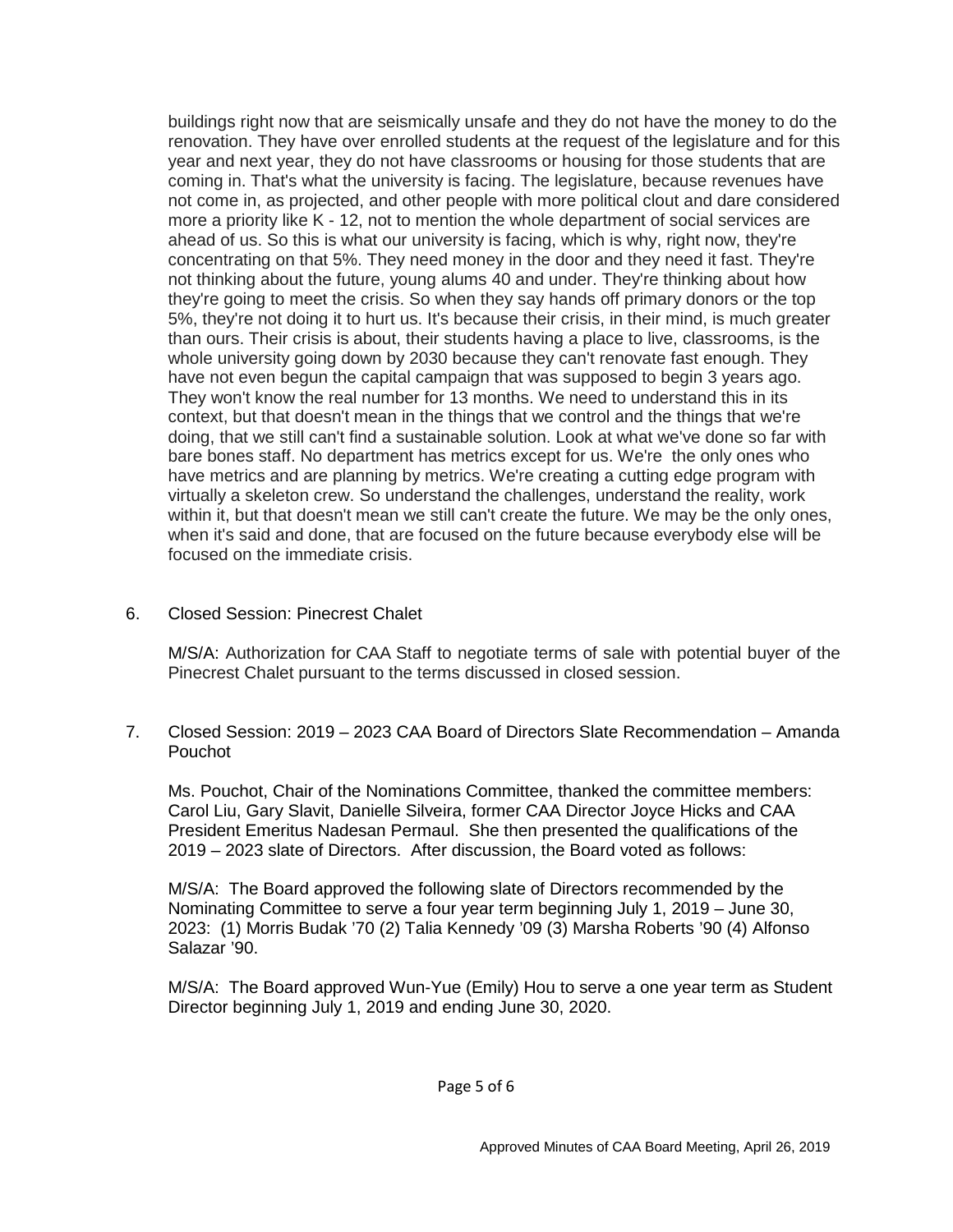buildings right now that are seismically unsafe and they do not have the money to do the renovation. They have over enrolled students at the request of the legislature and for this year and next year, they do not have classrooms or housing for those students that are coming in. That's what the university is facing. The legislature, because revenues have not come in, as projected, and other people with more political clout and dare considered more a priority like K - 12, not to mention the whole department of social services are ahead of us. So this is what our university is facing, which is why, right now, they're concentrating on that 5%. They need money in the door and they need it fast. They're not thinking about the future, young alums 40 and under. They're thinking about how they're going to meet the crisis. So when they say hands off primary donors or the top 5%, they're not doing it to hurt us. It's because their crisis, in their mind, is much greater than ours. Their crisis is about, their students having a place to live, classrooms, is the whole university going down by 2030 because they can't renovate fast enough. They have not even begun the capital campaign that was supposed to begin 3 years ago. They won't know the real number for 13 months. We need to understand this in its context, but that doesn't mean in the things that we control and the things that we're doing, that we still can't find a sustainable solution. Look at what we've done so far with bare bones staff. No department has metrics except for us. We're the only ones who have metrics and are planning by metrics. We're creating a cutting edge program with virtually a skeleton crew. So understand the challenges, understand the reality, work within it, but that doesn't mean we still can't create the future. We may be the only ones, when it's said and done, that are focused on the future because everybody else will be focused on the immediate crisis.

6. Closed Session: Pinecrest Chalet

   M/S/A: Authorization for CAA Staff to negotiate terms of sale with potential buyer of the Pinecrest Chalet pursuant to the terms discussed in closed session.

7. Closed Session: 2019 – 2023 CAA Board of Directors Slate Recommendation – Amanda Pouchot

   Ms. Pouchot, Chair of the Nominations Committee, thanked the committee members: Carol Liu, Gary Slavit, Danielle Silveira, former CAA Director Joyce Hicks and CAA President Emeritus Nadesan Permaul. She then presented the qualifications of the 2019 – 2023 slate of Directors. After discussion, the Board voted as follows:

   M/S/A: The Board approved the following slate of Directors recommended by the Nominating Committee to serve a four year term beginning July 1, 2019 – June 30, 2023: (1) Morris Budak '70 (2) Talia Kennedy '09 (3) Marsha Roberts '90 (4) Alfonso Salazar '90.

   M/S/A: The Board approved Wun-Yue (Emily) Hou to serve a one year term as Student Director beginning July 1, 2019 and ending June 30, 2020.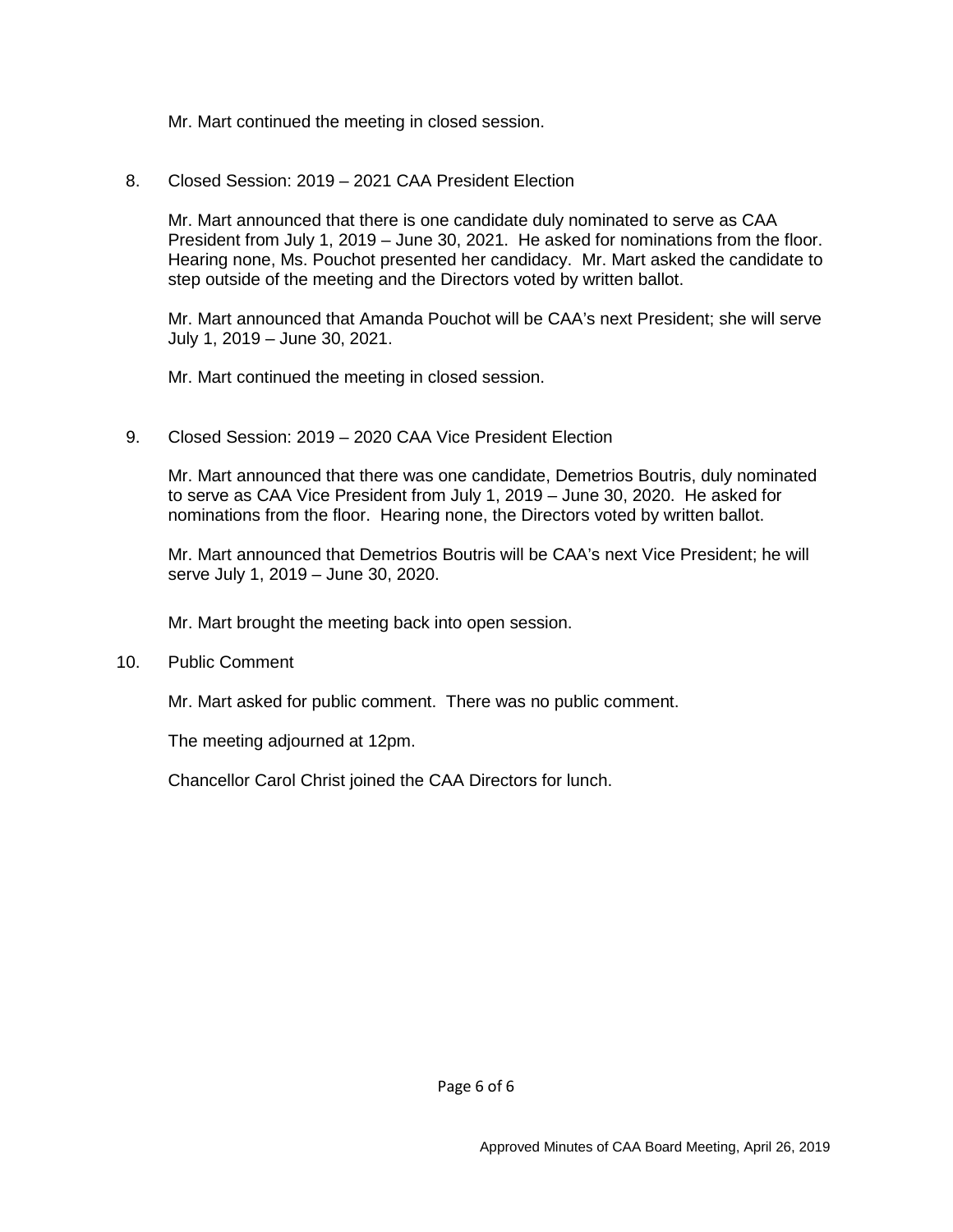Mr. Mart continued the meeting in closed session.

8. Closed Session: 2019 – 2021 CAA President Election

   Mr. Mart announced that there is one candidate duly nominated to serve as CAA President from July 1, 2019 – June 30, 2021. He asked for nominations from the floor. Hearing none, Ms. Pouchot presented her candidacy. Mr. Mart asked the candidate to step outside of the meeting and the Directors voted by written ballot.

   Mr. Mart announced that Amanda Pouchot will be CAA's next President; she will serve July 1, 2019 – June 30, 2021.

   Mr. Mart continued the meeting in closed session.

9. Closed Session: 2019 – 2020 CAA Vice President Election

   Mr. Mart announced that there was one candidate, Demetrios Boutris, duly nominated to serve as CAA Vice President from July 1, 2019 – June 30, 2020. He asked for nominations from the floor. Hearing none, the Directors voted by written ballot.

   Mr. Mart announced that Demetrios Boutris will be CAA's next Vice President; he will serve July 1, 2019 – June 30, 2020.

   Mr. Mart brought the meeting back into open session.

10. Public Comment

    Mr. Mart asked for public comment. There was no public comment.

    The meeting adjourned at 12pm.

    Chancellor Carol Christ joined the CAA Directors for lunch.